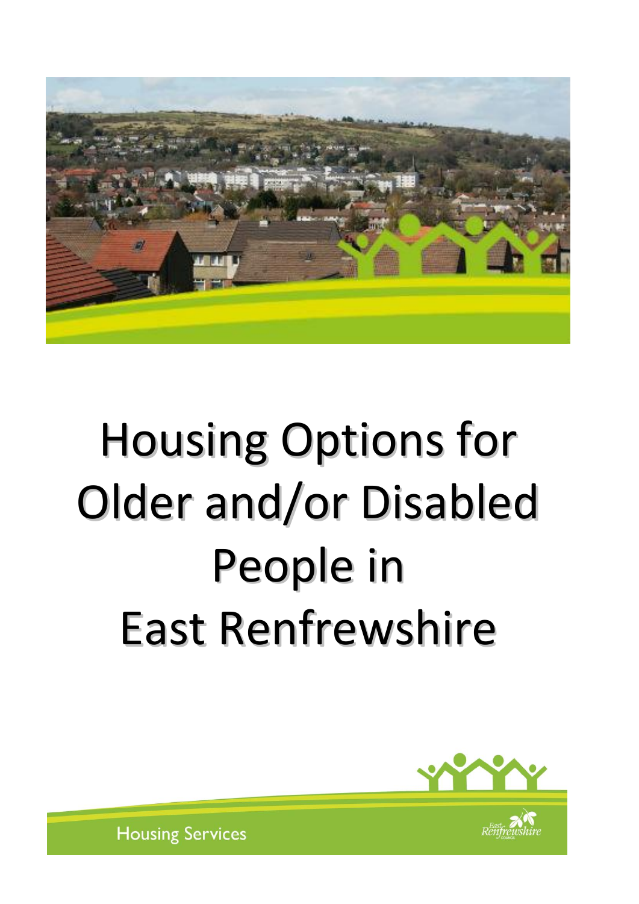# Housing Options for Older and/or Disabled People in East Renfrewshire

Housing Services

East Renfrewshire Council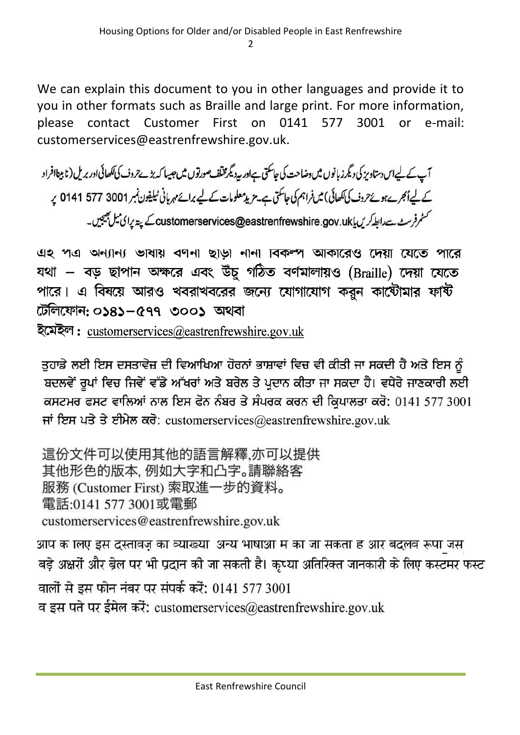We can explain this document to you in other languages and provide it to you in other formats such as Braille and large print. For more information, please contact Customer First on 0141 577 3001 or e-mail: customerservices@eastrenfrewshire.gov.uk.

آپ کے لیےاس دستاویز کی دیگر زبانوں میں وضاحت کی جاسکتی ہے اور یہ دیگر مختلف صورتوں میں جیسا کہ بڑے حروف کی لکھائی اور بریل (نابینا افراد کے لیے اُبھرے ہوئے حروف کی لکھائی) میں فراہم کی جاسکتی ہے۔ مزید معلومات کے لیے برائے مہربانی ٹیلیفون نمبر 3001 577 0141 پر کسٹمر فرسٹ سے رابطہ کریں یا customerservices@eastrenfrewshire.gov.uk کے پتہ پر ای میل بھیجیں۔

এই পত্র অন্যান্য ভাষায় বর্ণনা ছাড়া নানা বিকল্প আকারেও দেয়া যেতে পারে যথা – বড় ছাপান অক্ষরে এবং উঁচু গঠিত বর্ণমালায়ও (Braille) দেয়া যেতে পারে। এ বিষয়ে আরও খবরাখবরের জন্যে যোগাযোগ করুন কাষ্টোমার ফার্ষ্ট টেলিফোন: ০১৪১–৫৭৭ ৩০০১ অথবা
ইমেইল : customerservices@eastrenfrewshire.gov.uk

ਤੁਹਾਡੇ ਲਈ ਇਸ ਦਸਤਾਵੇਜ਼ ਦੀ ਵਿਆਖਿਆ ਹੋਰਨਾਂ ਭਾਸ਼ਾਵਾਂ ਵਿਚ ਵੀ ਕੀਤੀ ਜਾ ਸਕਦੀ ਹੈ ਅਤੇ ਇਸ ਨੂੰ ਬਦਲਵੇਂ ਰੂਪਾਂ ਵਿਚ ਜਿਵੇਂ ਵੱਡੇ ਅੱਖਰਾਂ ਅਤੇ ਬਰੇਲ ਤੇ ਪ੍ਰਦਾਨ ਕੀਤਾ ਜਾ ਸਕਦਾ ਹੈ। ਵਧੇਰੇ ਜਾਣਕਾਰੀ ਲਈ ਕਸਟਮਰ ਫਸਟ ਵਾਲਿਆਂ ਨਾਲ ਇਸ ਫੋਨ ਨੰਬਰ ਤੇ ਸੰਪਰਕ ਕਰਨ ਦੀ ਕ੍ਰਿਪਾਲਤਾ ਕਰੋ: 0141 577 3001 ਜਾਂ ਇਸ ਪਤੇ ਤੇ ਈਮੇਲ ਕਰੋ: customerservices@eastrenfrewshire.gov.uk

這份文件可以使用其他的語言解釋,亦可以提供
其他形色的版本, 例如大字和凸字。請聯絡客
服務 (Customer First) 索取進一步的資料。
電話:0141 577 3001或電郵
customerservices@eastrenfrewshire.gov.uk

आप के लिए इस दस्तावेज़ का व्याख्या अन्य भाषाओं में की जा सकती है और बदलवे रूपों जैसे बड़े अक्षरों और ब्रेल पर भी प्रदान की जा सकती है। कृप्या अतिरिक्त जानकारी के लिए कस्टमर फस्ट वालों से इस फोन नंबर पर संपर्क करें: 0141 577 3001
व इस पते पर ईमेल करें: customerservices@eastrenfrewshire.gov.uk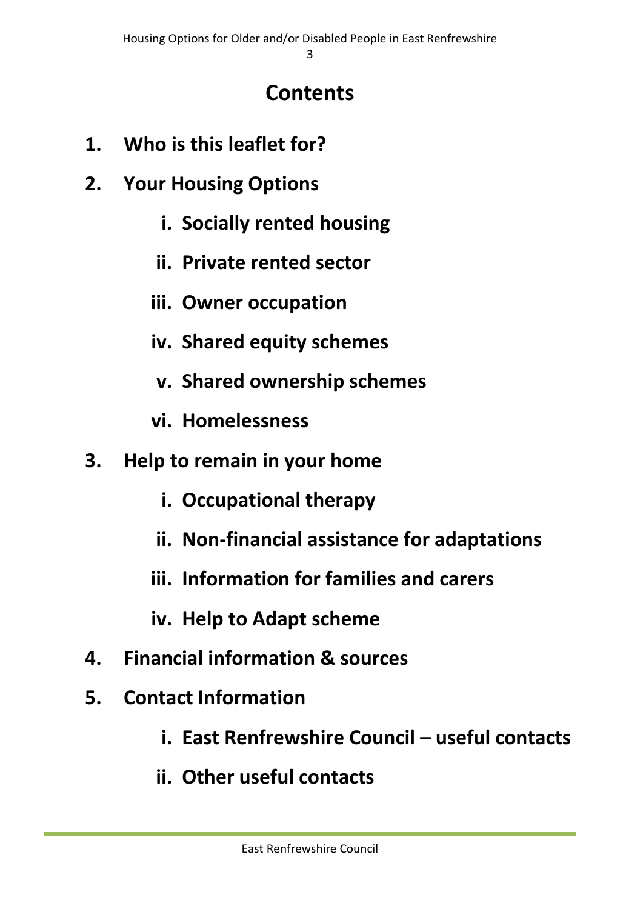# Contents

1. **Who is this leaflet for?**
2. **Your Housing Options**
    i. **Socially rented housing**
    ii. **Private rented sector**
    iii. **Owner occupation**
    iv. **Shared equity schemes**
    v. **Shared ownership schemes**
    vi. **Homelessness**
3. **Help to remain in your home**
    i. **Occupational therapy**
    ii. **Non-financial assistance for adaptations**
    iii. **Information for families and carers**
    iv. **Help to Adapt scheme**
4. **Financial information & sources**
5. **Contact Information**
    i. **East Renfrewshire Council – useful contacts**
    ii. **Other useful contacts**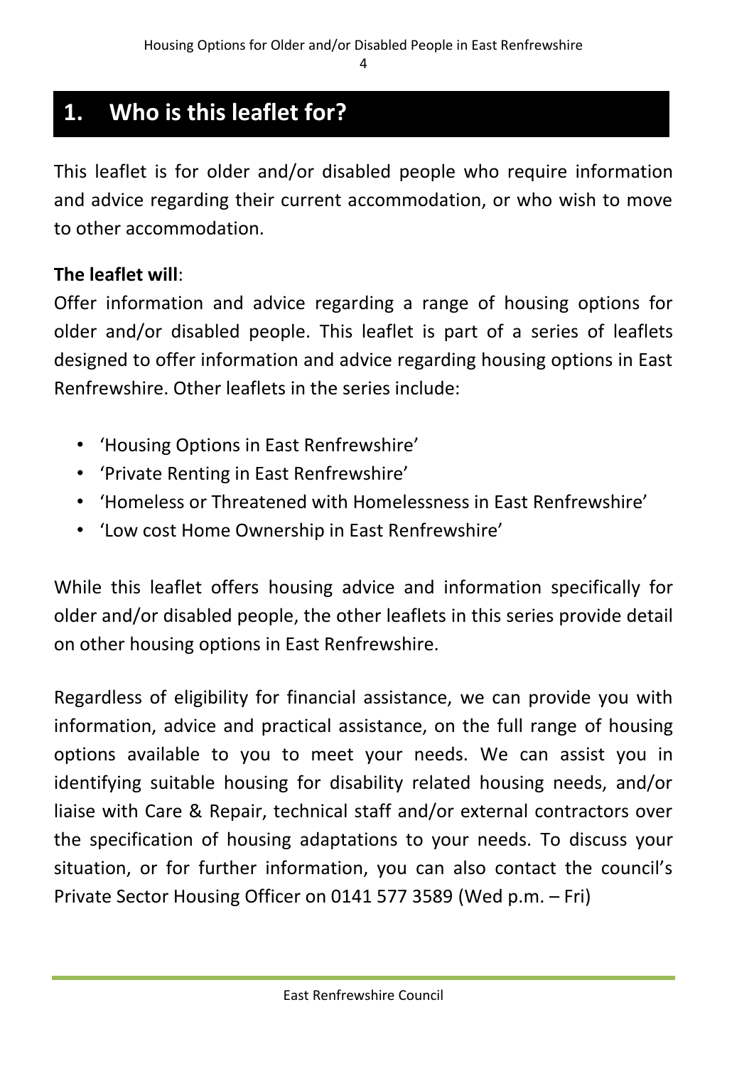## 1. Who is this leaflet for?

This leaflet is for older and/or disabled people who require information and advice regarding their current accommodation, or who wish to move to other accommodation.

**The leaflet will**:
Offer information and advice regarding a range of housing options for older and/or disabled people. This leaflet is part of a series of leaflets designed to offer information and advice regarding housing options in East Renfrewshire. Other leaflets in the series include:

- 'Housing Options in East Renfrewshire'
- 'Private Renting in East Renfrewshire'
- 'Homeless or Threatened with Homelessness in East Renfrewshire'
- 'Low cost Home Ownership in East Renfrewshire'

While this leaflet offers housing advice and information specifically for older and/or disabled people, the other leaflets in this series provide detail on other housing options in East Renfrewshire.

Regardless of eligibility for financial assistance, we can provide you with information, advice and practical assistance, on the full range of housing options available to you to meet your needs. We can assist you in identifying suitable housing for disability related housing needs, and/or liaise with Care & Repair, technical staff and/or external contractors over the specification of housing adaptations to your needs. To discuss your situation, or for further information, you can also contact the council's Private Sector Housing Officer on 0141 577 3589 (Wed p.m. – Fri)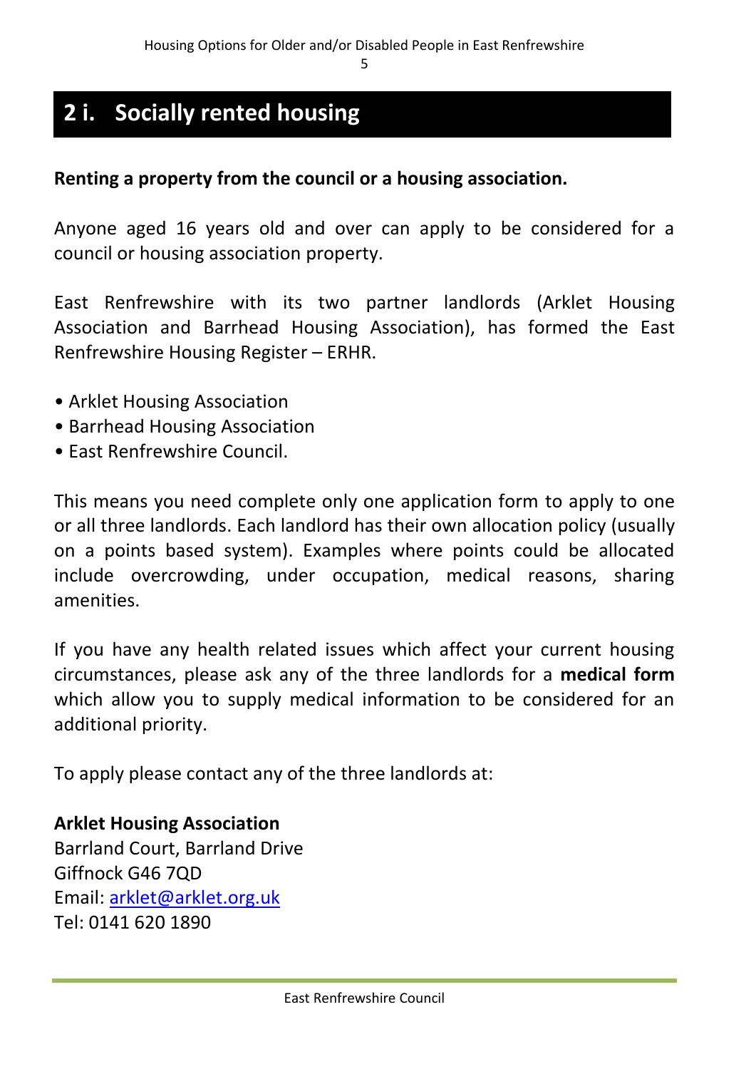## 2 i. Socially rented housing

**Renting a property from the council or a housing association.**

Anyone aged 16 years old and over can apply to be considered for a council or housing association property.

East Renfrewshire with its two partner landlords (Arklet Housing Association and Barrhead Housing Association), has formed the East Renfrewshire Housing Register – ERHR.

- Arklet Housing Association
- Barrhead Housing Association
- East Renfrewshire Council.

This means you need complete only one application form to apply to one or all three landlords. Each landlord has their own allocation policy (usually on a points based system). Examples where points could be allocated include overcrowding, under occupation, medical reasons, sharing amenities.

If you have any health related issues which affect your current housing circumstances, please ask any of the three landlords for a **medical form** which allow you to supply medical information to be considered for an additional priority.

To apply please contact any of the three landlords at:

**Arklet Housing Association**
Barrland Court, Barrland Drive
Giffnock G46 7QD
Email: arklet@arklet.org.uk
Tel: 0141 620 1890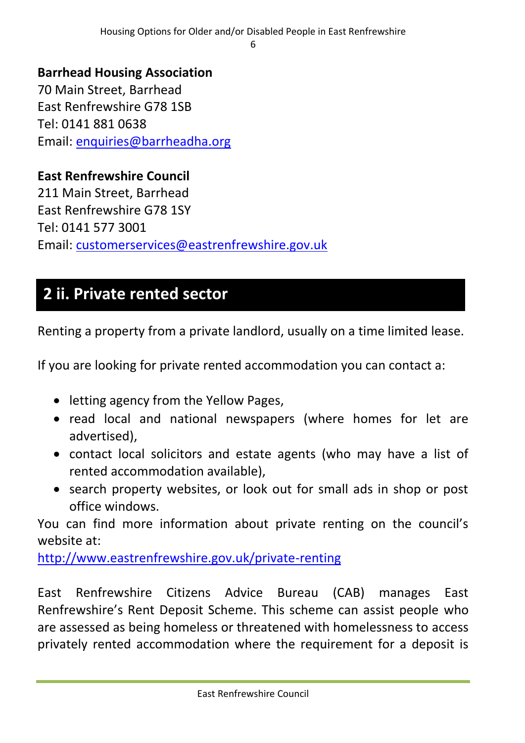**Barhead Housing Association**
70 Main Street, Barrhead
East Renfrewshire G78 1SB
Tel: 0141 881 0638
Email: enquiries@barrheadha.org

**East Renfrewshire Council**
211 Main Street, Barrhead
East Renfrewshire G78 1SY
Tel: 0141 577 3001
Email: customerservices@eastrenfrewshire.gov.uk

## 2 ii. Private rented sector

Renting a property from a private landlord, usually on a time limited lease.

If you are looking for private rented accommodation you can contact a:

- letting agency from the Yellow Pages,
- read local and national newspapers (where homes for let are advertised),
- contact local solicitors and estate agents (who may have a list of rented accommodation available),
- search property websites, or look out for small ads in shop or post office windows.

You can find more information about private renting on the council's website at:
http://www.eastrenfrewshire.gov.uk/private-renting

East Renfrewshire Citizens Advice Bureau (CAB) manages East Renfrewshire's Rent Deposit Scheme. This scheme can assist people who are assessed as being homeless or threatened with homelessness to access privately rented accommodation where the requirement for a deposit is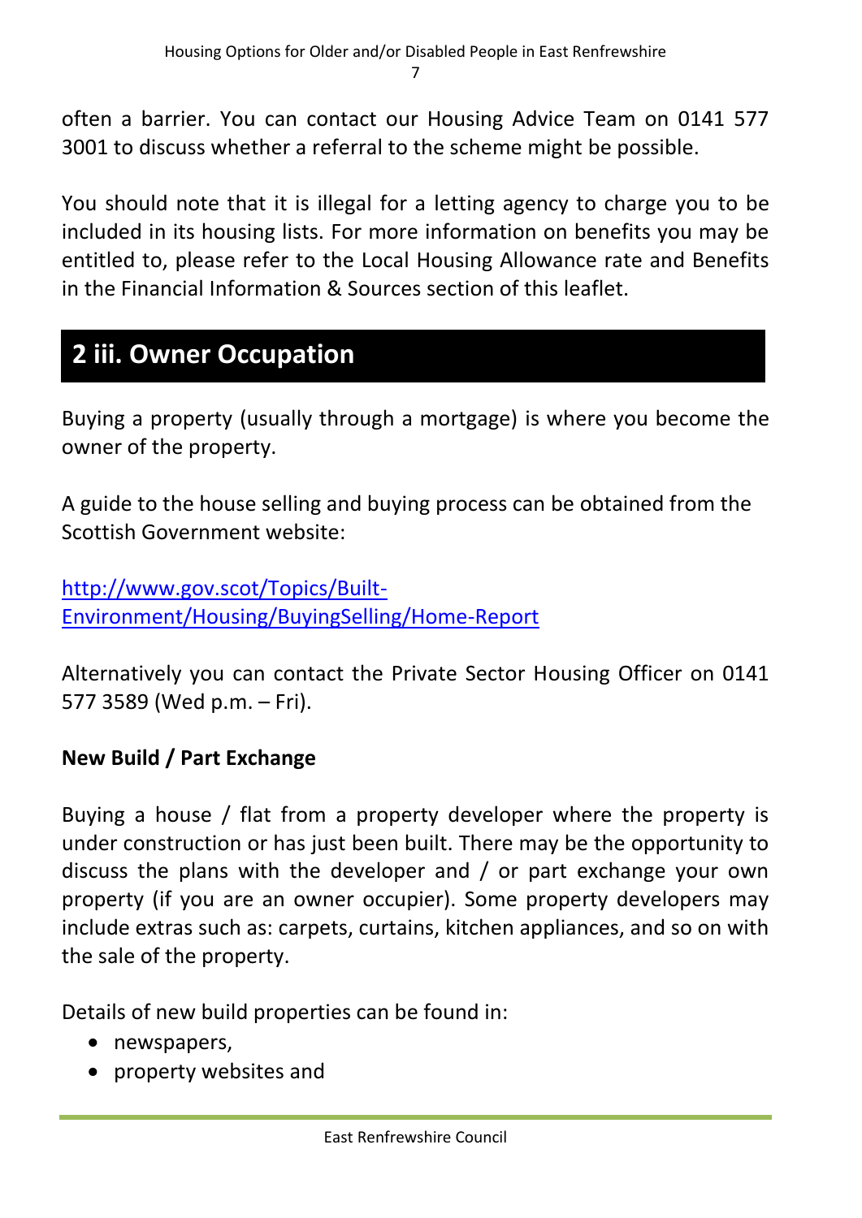often a barrier. You can contact our Housing Advice Team on 0141 577 3001 to discuss whether a referral to the scheme might be possible.

You should note that it is illegal for a letting agency to charge you to be included in its housing lists. For more information on benefits you may be entitled to, please refer to the Local Housing Allowance rate and Benefits in the Financial Information & Sources section of this leaflet.

## 2 iii. Owner Occupation

Buying a property (usually through a mortgage) is where you become the owner of the property.

A guide to the house selling and buying process can be obtained from the Scottish Government website:

[http://www.gov.scot/Topics/Built-Environment/Housing/BuyingSelling/Home-Report](http://www.gov.scot/Topics/Built-Environment/Housing/BuyingSelling/Home-Report)

Alternatively you can contact the Private Sector Housing Officer on 0141 577 3589 (Wed p.m. – Fri).

**New Build / Part Exchange**

Buying a house / flat from a property developer where the property is under construction or has just been built. There may be the opportunity to discuss the plans with the developer and / or part exchange your own property (if you are an owner occupier). Some property developers may include extras such as: carpets, curtains, kitchen appliances, and so on with the sale of the property.

Details of new build properties can be found in:

- newspapers,
- property websites and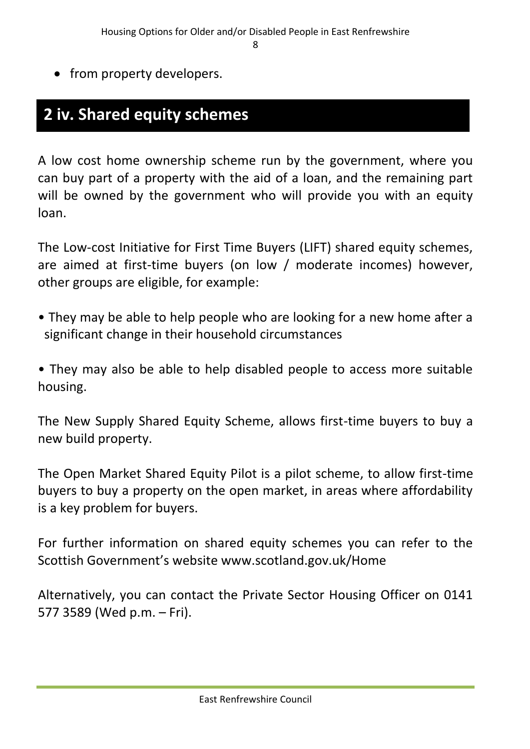- from property developers.

## 2 iv. Shared equity schemes

A low cost home ownership scheme run by the government, where you can buy part of a property with the aid of a loan, and the remaining part will be owned by the government who will provide you with an equity loan.

The Low-cost Initiative for First Time Buyers (LIFT) shared equity schemes, are aimed at first-time buyers (on low / moderate incomes) however, other groups are eligible, for example:

- They may be able to help people who are looking for a new home after a significant change in their household circumstances
- They may also be able to help disabled people to access more suitable housing.

The New Supply Shared Equity Scheme, allows first-time buyers to buy a new build property.

The Open Market Shared Equity Pilot is a pilot scheme, to allow first-time buyers to buy a property on the open market, in areas where affordability is a key problem for buyers.

For further information on shared equity schemes you can refer to the Scottish Government's website www.scotland.gov.uk/Home

Alternatively, you can contact the Private Sector Housing Officer on 0141 577 3589 (Wed p.m. – Fri).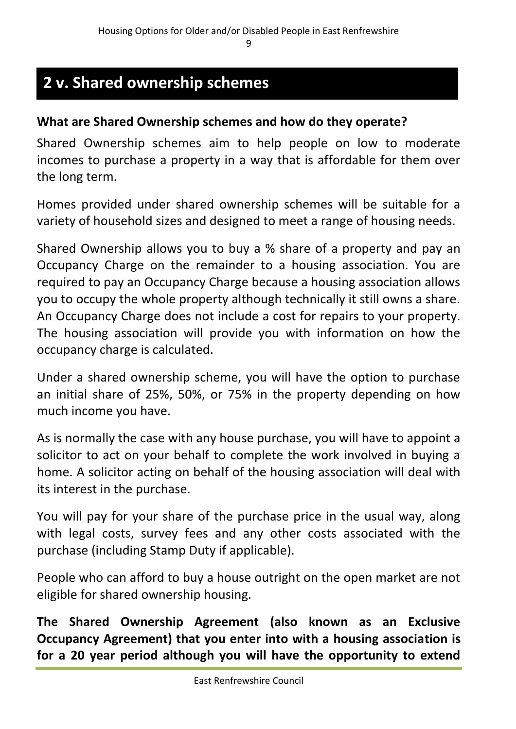## 2 v. Shared ownership schemes

**What are Shared Ownership schemes and how do they operate?**

Shared Ownership schemes aim to help people on low to moderate incomes to purchase a property in a way that is affordable for them over the long term.

Homes provided under shared ownership schemes will be suitable for a variety of household sizes and designed to meet a range of housing needs.

Shared Ownership allows you to buy a % share of a property and pay an Occupancy Charge on the remainder to a housing association. You are required to pay an Occupancy Charge because a housing association allows you to occupy the whole property although technically it still owns a share. An Occupancy Charge does not include a cost for repairs to your property. The housing association will provide you with information on how the occupancy charge is calculated.

Under a shared ownership scheme, you will have the option to purchase an initial share of 25%, 50%, or 75% in the property depending on how much income you have.

As is normally the case with any house purchase, you will have to appoint a solicitor to act on your behalf to complete the work involved in buying a home. A solicitor acting on behalf of the housing association will deal with its interest in the purchase.

You will pay for your share of the purchase price in the usual way, along with legal costs, survey fees and any other costs associated with the purchase (including Stamp Duty if applicable).

People who can afford to buy a house outright on the open market are not eligible for shared ownership housing.

**The Shared Ownership Agreement (also known as an Exclusive Occupancy Agreement) that you enter into with a housing association is for a 20 year period although you will have the opportunity to extend**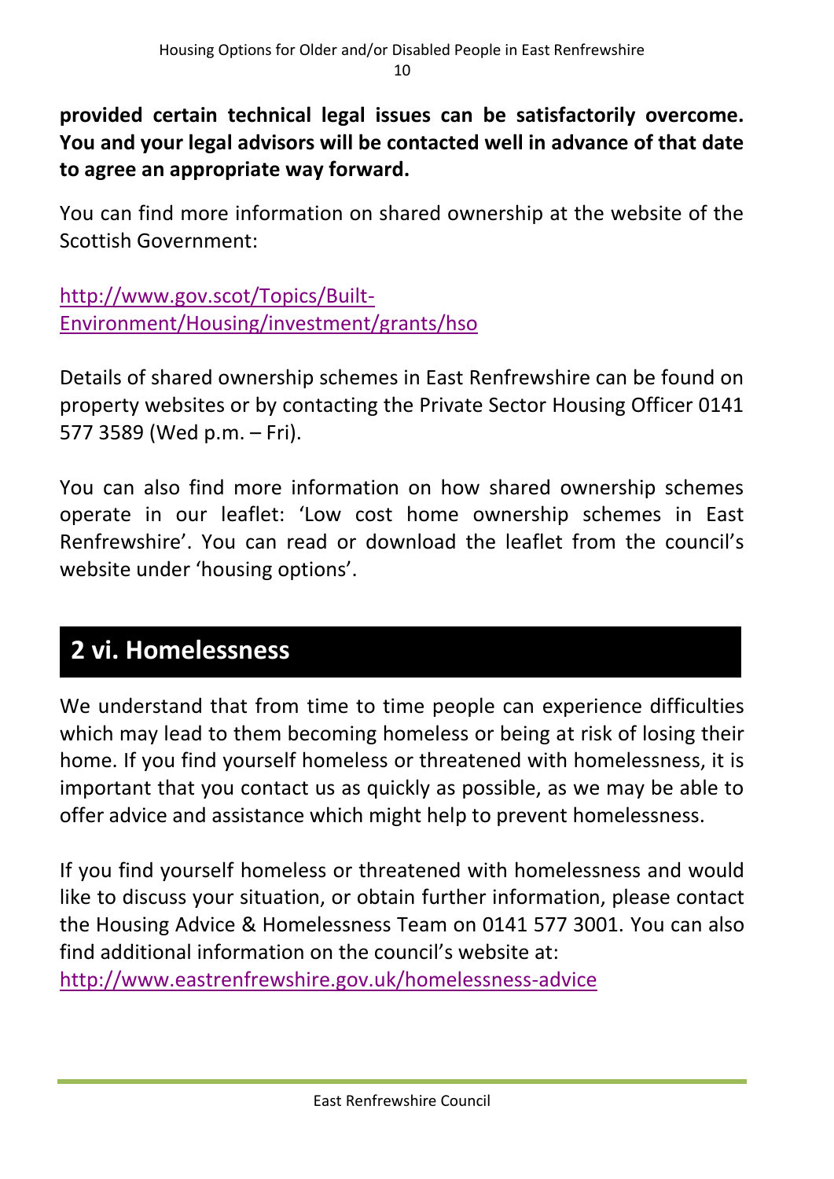**provided certain technical legal issues can be satisfactorily overcome. You and your legal advisors will be contacted well in advance of that date to agree an appropriate way forward.**

You can find more information on shared ownership at the website of the Scottish Government:

http://www.gov.scot/Topics/Built-Environment/Housing/investment/grants/hso

Details of shared ownership schemes in East Renfrewshire can be found on property websites or by contacting the Private Sector Housing Officer 0141 577 3589 (Wed p.m. – Fri).

You can also find more information on how shared ownership schemes operate in our leaflet: 'Low cost home ownership schemes in East Renfrewshire'. You can read or download the leaflet from the council's website under 'housing options'.

## 2 vi. Homelessness

We understand that from time to time people can experience difficulties which may lead to them becoming homeless or being at risk of losing their home. If you find yourself homeless or threatened with homelessness, it is important that you contact us as quickly as possible, as we may be able to offer advice and assistance which might help to prevent homelessness.

If you find yourself homeless or threatened with homelessness and would like to discuss your situation, or obtain further information, please contact the Housing Advice & Homelessness Team on 0141 577 3001. You can also find additional information on the council's website at: http://www.eastrenfrewshire.gov.uk/homelessness-advice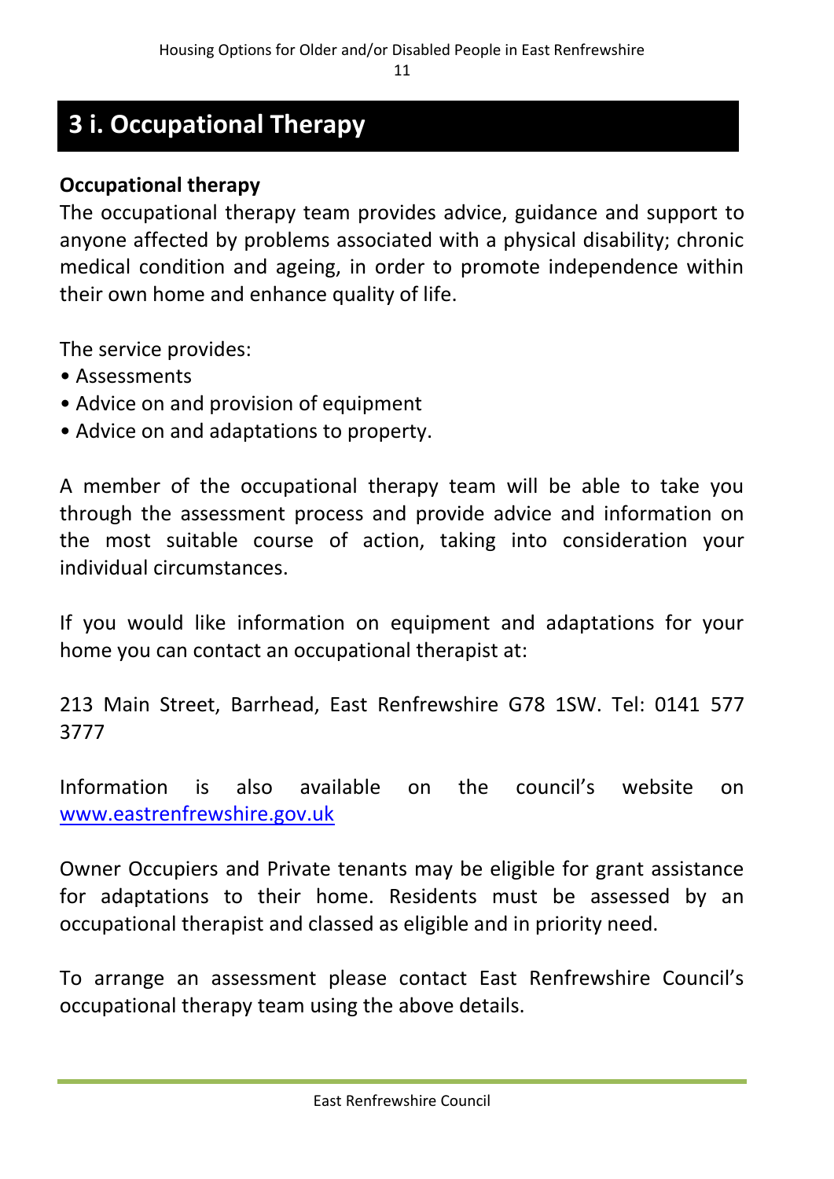# 3 i. Occupational Therapy

**Occupational therapy**

The occupational therapy team provides advice, guidance and support to anyone affected by problems associated with a physical disability; chronic medical condition and ageing, in order to promote independence within their own home and enhance quality of life.

The service provides:

- Assessments
- Advice on and provision of equipment
- Advice on and adaptations to property.

A member of the occupational therapy team will be able to take you through the assessment process and provide advice and information on the most suitable course of action, taking into consideration your individual circumstances.

If you would like information on equipment and adaptations for your home you can contact an occupational therapist at:

213 Main Street, Barrhead, East Renfrewshire G78 1SW. Tel: 0141 577 3777

Information is also available on the council's website on [www.eastrenfrewshire.gov.uk](http://www.eastrenfrewshire.gov.uk)

Owner Occupiers and Private tenants may be eligible for grant assistance for adaptations to their home. Residents must be assessed by an occupational therapist and classed as eligible and in priority need.

To arrange an assessment please contact East Renfrewshire Council's occupational therapy team using the above details.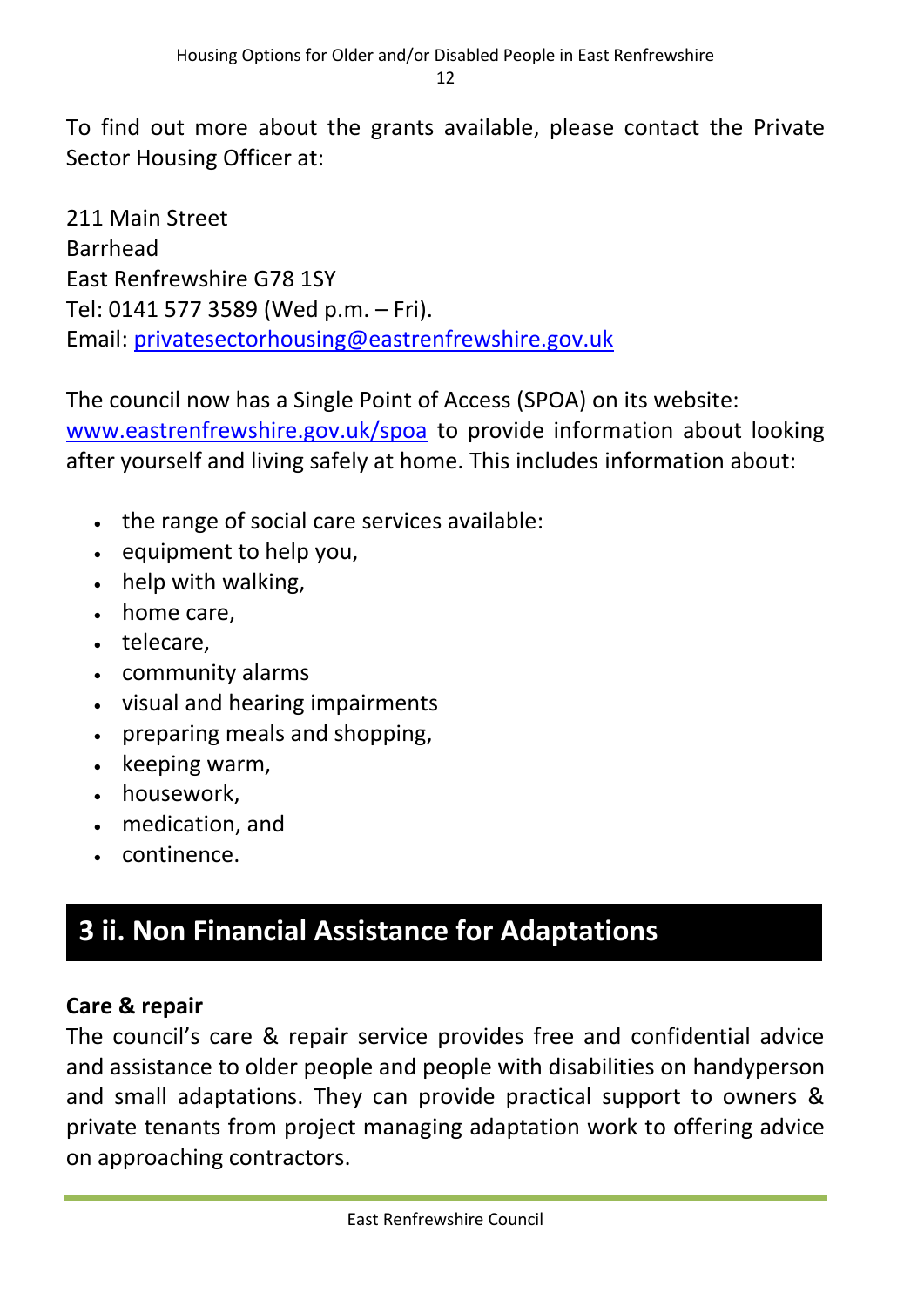To find out more about the grants available, please contact the Private Sector Housing Officer at:

211 Main Street
Barrhead
East Renfrewshire G78 1SY
Tel: 0141 577 3589 (Wed p.m. – Fri).
Email: privatesectorhousing@eastrenfrewshire.gov.uk

The council now has a Single Point of Access (SPOA) on its website: www.eastrenfrewshire.gov.uk/spoa to provide information about looking after yourself and living safely at home. This includes information about:

- the range of social care services available:
- equipment to help you,
- help with walking,
- home care,
- telecare,
- community alarms
- visual and hearing impairments
- preparing meals and shopping,
- keeping warm,
- housework,
- medication, and
- continence.

## 3 ii. Non Financial Assistance for Adaptations

**Care & repair**

The council's care & repair service provides free and confidential advice and assistance to older people and people with disabilities on handyperson and small adaptations. They can provide practical support to owners & private tenants from project managing adaptation work to offering advice on approaching contractors.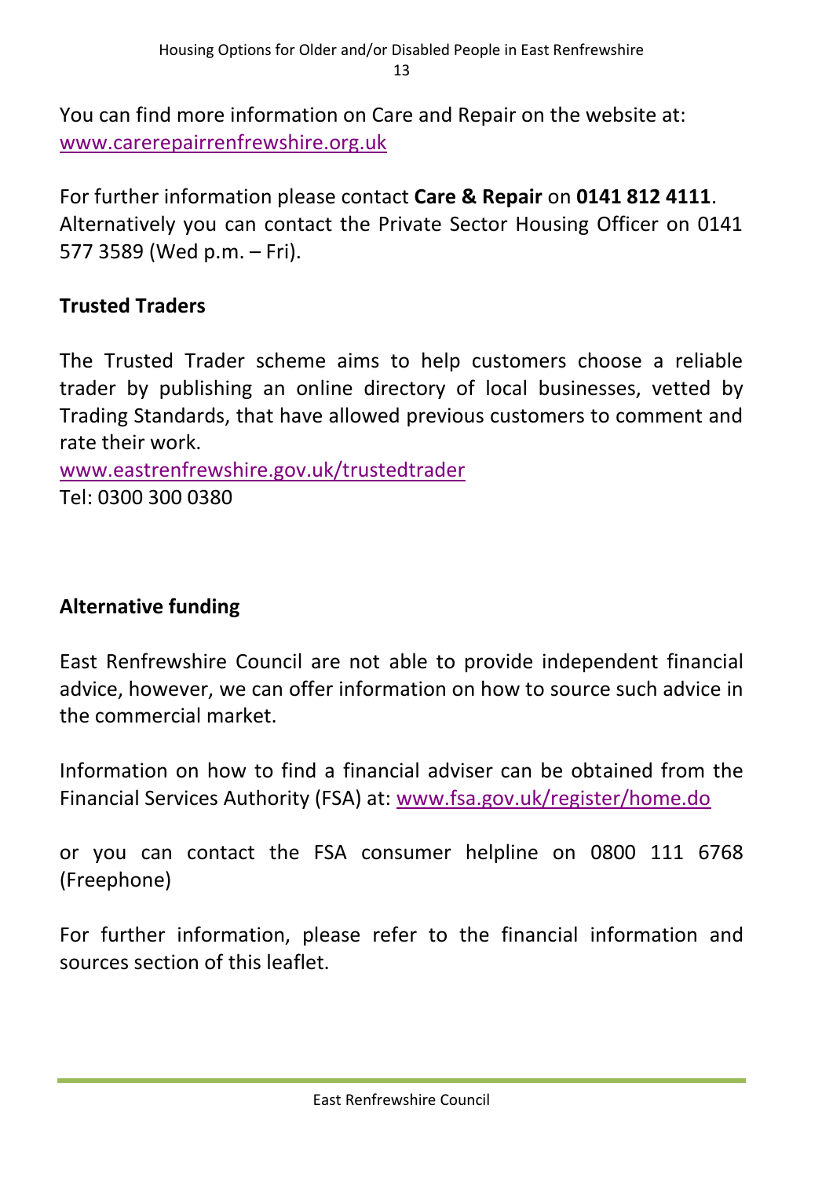You can find more information on Care and Repair on the website at: [www.carerepairrenfrewshire.org.uk](www.carerepairrenfrewshire.org.uk)

For further information please contact **Care & Repair** on **0141 812 4111**. Alternatively you can contact the Private Sector Housing Officer on 0141 577 3589 (Wed p.m. – Fri).

## Trusted Traders

The Trusted Trader scheme aims to help customers choose a reliable trader by publishing an online directory of local businesses, vetted by Trading Standards, that have allowed previous customers to comment and rate their work.
[www.eastrenfrewshire.gov.uk/trustedtrader](www.eastrenfrewshire.gov.uk/trustedtrader)
Tel: 0300 300 0380

## Alternative funding

East Renfrewshire Council are not able to provide independent financial advice, however, we can offer information on how to source such advice in the commercial market.

Information on how to find a financial adviser can be obtained from the Financial Services Authority (FSA) at: [www.fsa.gov.uk/register/home.do](www.fsa.gov.uk/register/home.do)

or you can contact the FSA consumer helpline on 0800 111 6768 (Freephone)

For further information, please refer to the financial information and sources section of this leaflet.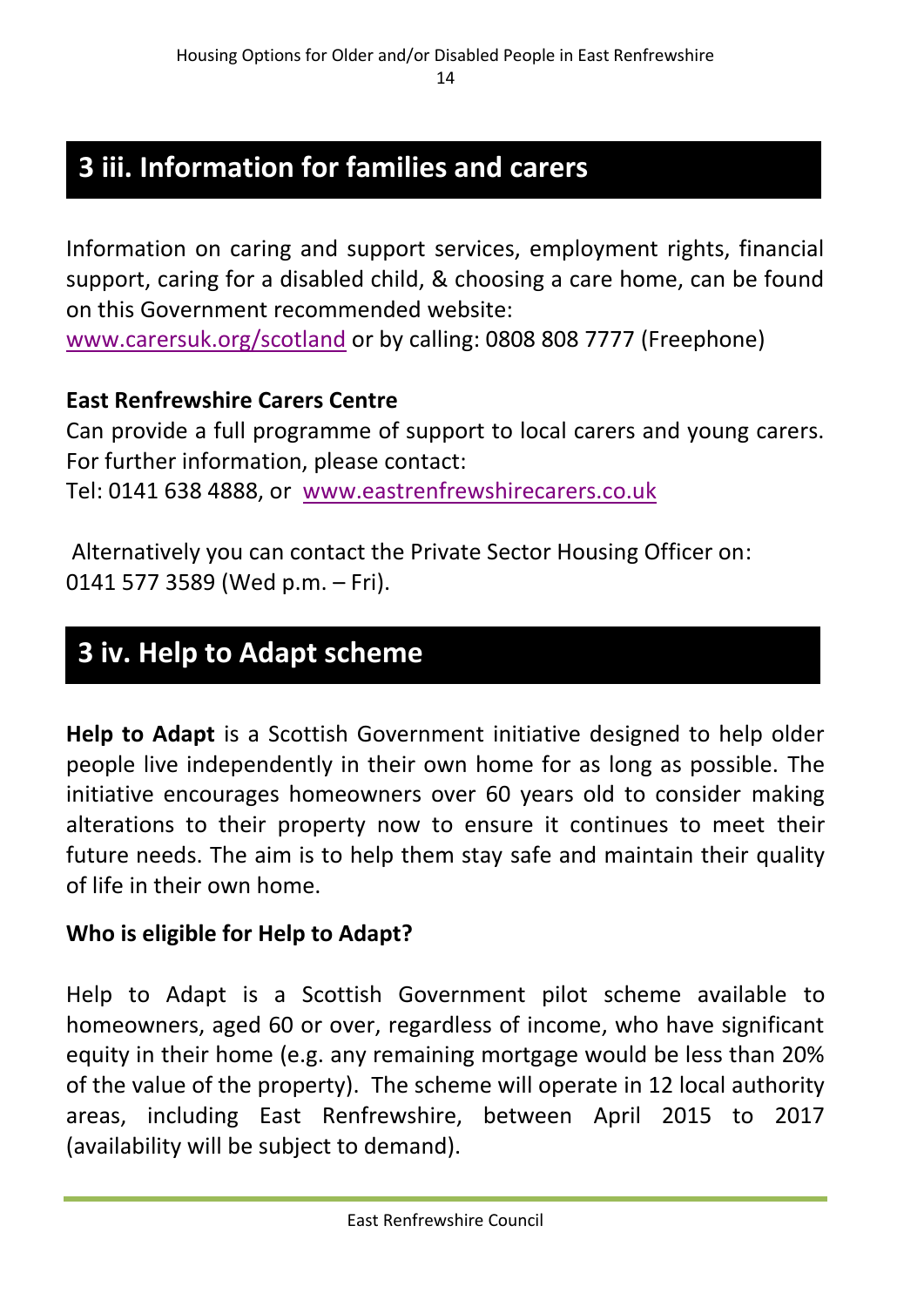## 3 iii. Information for families and carers

Information on caring and support services, employment rights, financial support, caring for a disabled child, & choosing a care home, can be found on this Government recommended website:
www.carersuk.org/scotland or by calling: 0808 808 7777 (Freephone)

**East Renfrewshire Carers Centre**
Can provide a full programme of support to local carers and young carers. For further information, please contact:
Tel: 0141 638 4888, or www.eastrenfrewshirecarers.co.uk

Alternatively you can contact the Private Sector Housing Officer on:
0141 577 3589 (Wed p.m. – Fri).

## 3 iv. Help to Adapt scheme

**Help to Adapt** is a Scottish Government initiative designed to help older people live independently in their own home for as long as possible. The initiative encourages homeowners over 60 years old to consider making alterations to their property now to ensure it continues to meet their future needs. The aim is to help them stay safe and maintain their quality of life in their own home.

**Who is eligible for Help to Adapt?**

Help to Adapt is a Scottish Government pilot scheme available to homeowners, aged 60 or over, regardless of income, who have significant equity in their home (e.g. any remaining mortgage would be less than 20% of the value of the property). The scheme will operate in 12 local authority areas, including East Renfrewshire, between April 2015 to 2017 (availability will be subject to demand).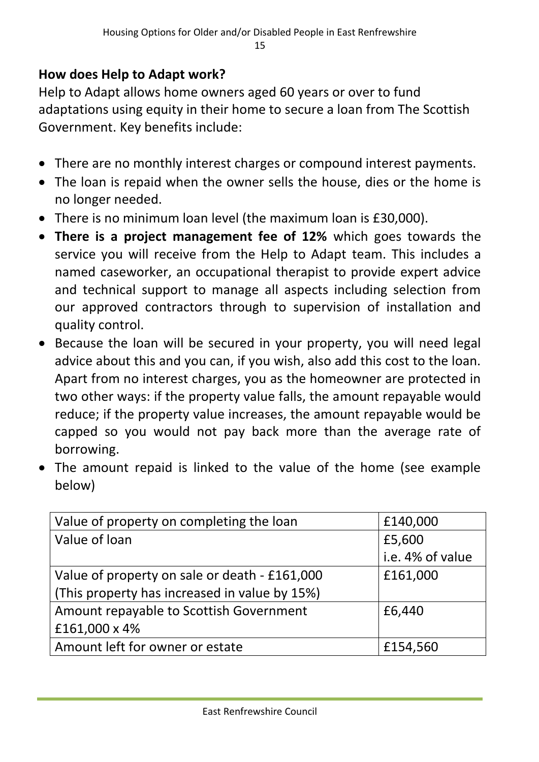## How does Help to Adapt work?

Help to Adapt allows home owners aged 60 years or over to fund adaptations using equity in their home to secure a loan from The Scottish Government. Key benefits include:

- There are no monthly interest charges or compound interest payments.
- The loan is repaid when the owner sells the house, dies or the home is no longer needed.
- There is no minimum loan level (the maximum loan is £30,000).
- **There is a project management fee of 12%** which goes towards the service you will receive from the Help to Adapt team. This includes a named caseworker, an occupational therapist to provide expert advice and technical support to manage all aspects including selection from our approved contractors through to supervision of installation and quality control.
- Because the loan will be secured in your property, you will need legal advice about this and you can, if you wish, also add this cost to the loan. Apart from no interest charges, you as the homeowner are protected in two other ways: if the property value falls, the amount repayable would reduce; if the property value increases, the amount repayable would be capped so you would not pay back more than the average rate of borrowing.
- The amount repaid is linked to the value of the home (see example below)

| | |
|---|---|
| Value of property on completing the loan | £140,000 |
| Value of loan | £5,600<br>i.e. 4% of value |
| Value of property on sale or death - £161,000<br>(This property has increased in value by 15%) | £161,000 |
| Amount repayable to Scottish Government<br>£161,000 x 4% | £6,440 |
| Amount left for owner or estate | £154,560 |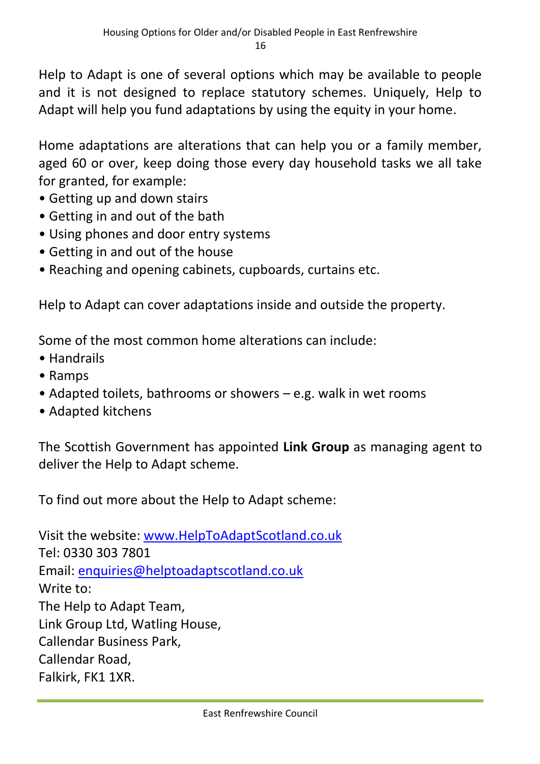Help to Adapt is one of several options which may be available to people and it is not designed to replace statutory schemes. Uniquely, Help to Adapt will help you fund adaptations by using the equity in your home.

Home adaptations are alterations that can help you or a family member, aged 60 or over, keep doing those every day household tasks we all take for granted, for example:

- Getting up and down stairs
- Getting in and out of the bath
- Using phones and door entry systems
- Getting in and out of the house
- Reaching and opening cabinets, cupboards, curtains etc.

Help to Adapt can cover adaptations inside and outside the property.

Some of the most common home alterations can include:

- Handrails
- Ramps
- Adapted toilets, bathrooms or showers – e.g. walk in wet rooms
- Adapted kitchens

The Scottish Government has appointed **Link Group** as managing agent to deliver the Help to Adapt scheme.

To find out more about the Help to Adapt scheme:

Visit the website: [www.HelpToAdaptScotland.co.uk](http://www.HelpToAdaptScotland.co.uk)
Tel: 0330 303 7801
Email: [enquiries@helptoadaptscotland.co.uk](mailto:enquiries@helptoadaptscotland.co.uk)
Write to:
The Help to Adapt Team,
Link Group Ltd, Watling House,
Callendar Business Park,
Callendar Road,
Falkirk, FK1 1XR.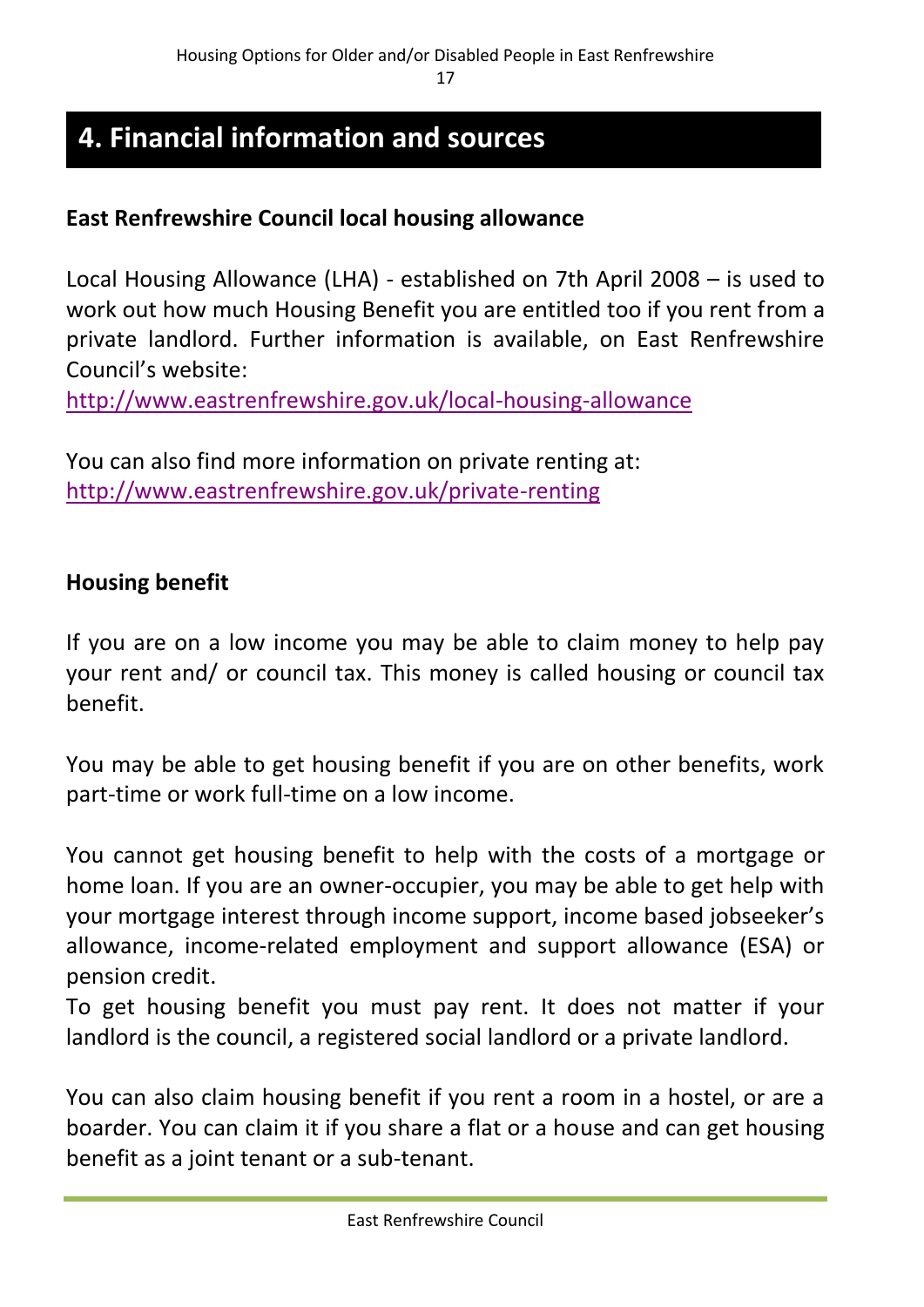# 4. Financial information and sources

**East Renfrewshire Council local housing allowance**

Local Housing Allowance (LHA) - established on 7th April 2008 – is used to work out how much Housing Benefit you are entitled too if you rent from a private landlord. Further information is available, on East Renfrewshire Council's website:
http://www.eastrenfrewshire.gov.uk/local-housing-allowance

You can also find more information on private renting at:
http://www.eastrenfrewshire.gov.uk/private-renting

**Housing benefit**

If you are on a low income you may be able to claim money to help pay your rent and/ or council tax. This money is called housing or council tax benefit.

You may be able to get housing benefit if you are on other benefits, work part-time or work full-time on a low income.

You cannot get housing benefit to help with the costs of a mortgage or home loan. If you are an owner-occupier, you may be able to get help with your mortgage interest through income support, income based jobseeker's allowance, income-related employment and support allowance (ESA) or pension credit.
To get housing benefit you must pay rent. It does not matter if your landlord is the council, a registered social landlord or a private landlord.

You can also claim housing benefit if you rent a room in a hostel, or are a boarder. You can claim it if you share a flat or a house and can get housing benefit as a joint tenant or a sub-tenant.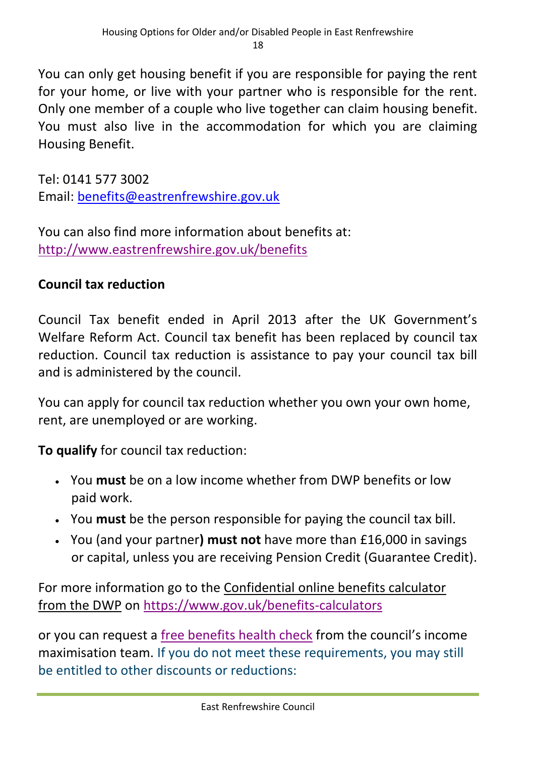You can only get housing benefit if you are responsible for paying the rent for your home, or live with your partner who is responsible for the rent. Only one member of a couple who live together can claim housing benefit. You must also live in the accommodation for which you are claiming Housing Benefit.

Tel: 0141 577 3002
Email: [benefits@eastrenfrewshire.gov.uk](mailto:benefits@eastrenfrewshire.gov.uk)

You can also find more information about benefits at:
[http://www.eastrenfrewshire.gov.uk/benefits](http://www.eastrenfrewshire.gov.uk/benefits)

**Council tax reduction**

Council Tax benefit ended in April 2013 after the UK Government's Welfare Reform Act. Council tax benefit has been replaced by council tax reduction. Council tax reduction is assistance to pay your council tax bill and is administered by the council.

You can apply for council tax reduction whether you own your own home, rent, are unemployed or are working.

**To qualify** for council tax reduction:

- You **must** be on a low income whether from DWP benefits or low paid work.
- You **must** be the person responsible for paying the council tax bill.
- You (and your partner**) must not** have more than £16,000 in savings or capital, unless you are receiving Pension Credit (Guarantee Credit).

For more information go to the Confidential online benefits calculator from the DWP on [https://www.gov.uk/benefits-calculators](https://www.gov.uk/benefits-calculators)

or you can request a free benefits health check from the council's income maximisation team. If you do not meet these requirements, you may still be entitled to other discounts or reductions: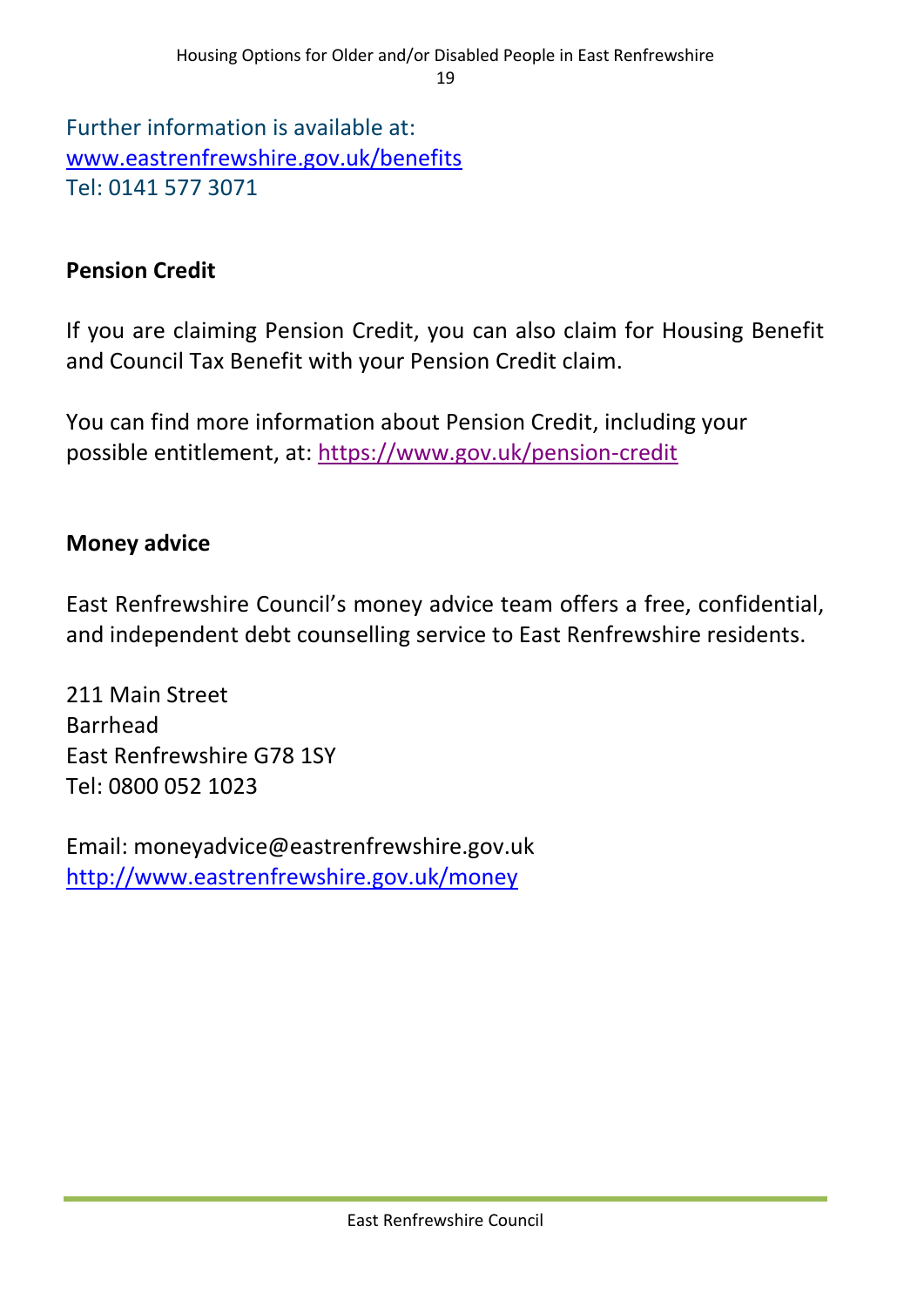Further information is available at:
[www.eastrenfrewshire.gov.uk/benefits](http://www.eastrenfrewshire.gov.uk/benefits)
Tel: 0141 577 3071

**Pension Credit**

If you are claiming Pension Credit, you can also claim for Housing Benefit and Council Tax Benefit with your Pension Credit claim.

You can find more information about Pension Credit, including your possible entitlement, at: [https://www.gov.uk/pension-credit](https://www.gov.uk/pension-credit)

**Money advice**

East Renfrewshire Council's money advice team offers a free, confidential, and independent debt counselling service to East Renfrewshire residents.

211 Main Street
Barrhead
East Renfrewshire G78 1SY
Tel: 0800 052 1023

Email: moneyadvice@eastrenfrewshire.gov.uk
[http://www.eastrenfrewshire.gov.uk/money](http://www.eastrenfrewshire.gov.uk/money)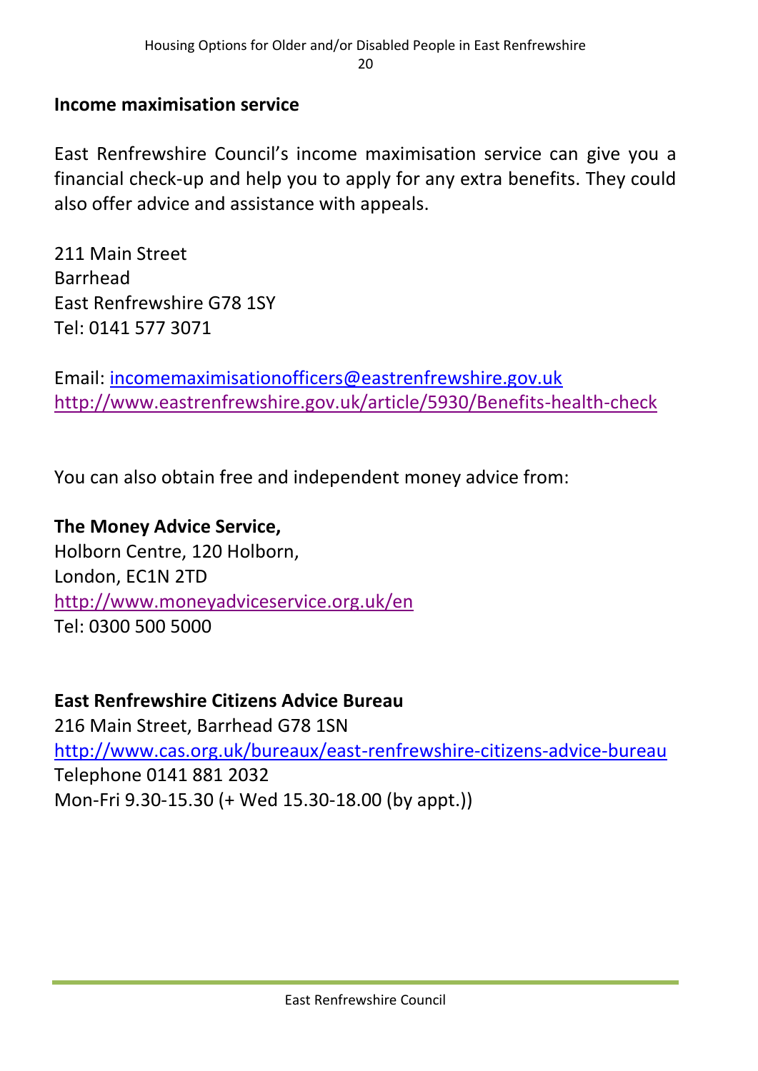## Income maximisation service

East Renfrewshire Council's income maximisation service can give you a financial check-up and help you to apply for any extra benefits. They could also offer advice and assistance with appeals.

211 Main Street
Barrhead
East Renfrewshire G78 1SY
Tel: 0141 577 3071

Email: incomemaximisationofficers@eastrenfrewshire.gov.uk
http://www.eastrenfrewshire.gov.uk/article/5930/Benefits-health-check

You can also obtain free and independent money advice from:

**The Money Advice Service,**
Holborn Centre, 120 Holborn,
London, EC1N 2TD
http://www.moneyadviceservice.org.uk/en
Tel: 0300 500 5000

**East Renfrewshire Citizens Advice Bureau**
216 Main Street, Barrhead G78 1SN
http://www.cas.org.uk/bureaux/east-renfrewshire-citizens-advice-bureau
Telephone 0141 881 2032
Mon-Fri 9.30-15.30 (+ Wed 15.30-18.00 (by appt.))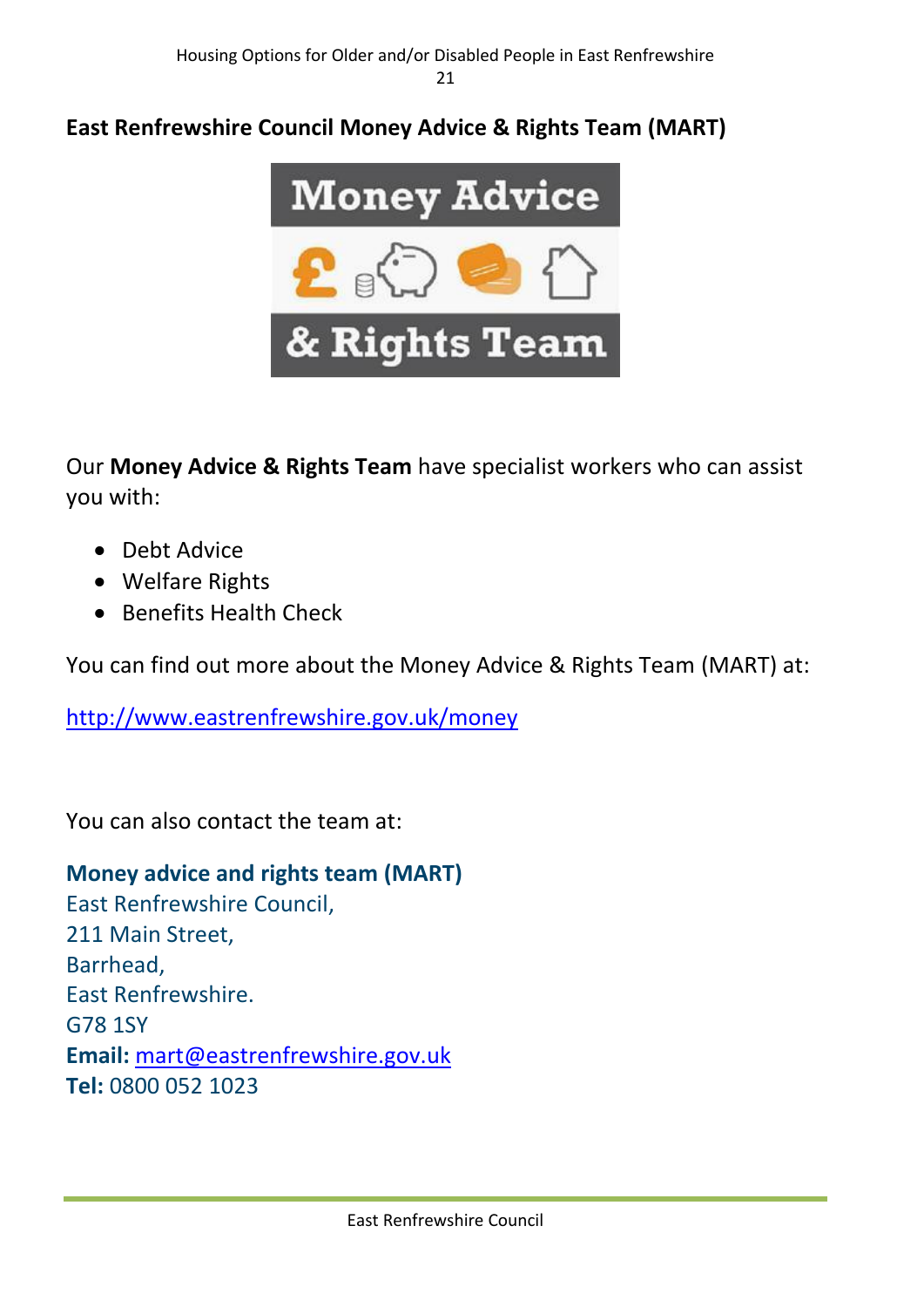## East Renfrewshire Council Money Advice & Rights Team (MART)

Our **Money Advice & Rights Team** have specialist workers who can assist you with:

- Debt Advice
- Welfare Rights
- Benefits Health Check

You can find out more about the Money Advice & Rights Team (MART) at:

http://www.eastrenfrewshire.gov.uk/money

You can also contact the team at:

**Money advice and rights team (MART)**
East Renfrewshire Council,
211 Main Street,
Barrhead,
East Renfrewshire.
G78 1SY
**Email:** mart@eastrenfrewshire.gov.uk
**Tel:** 0800 052 1023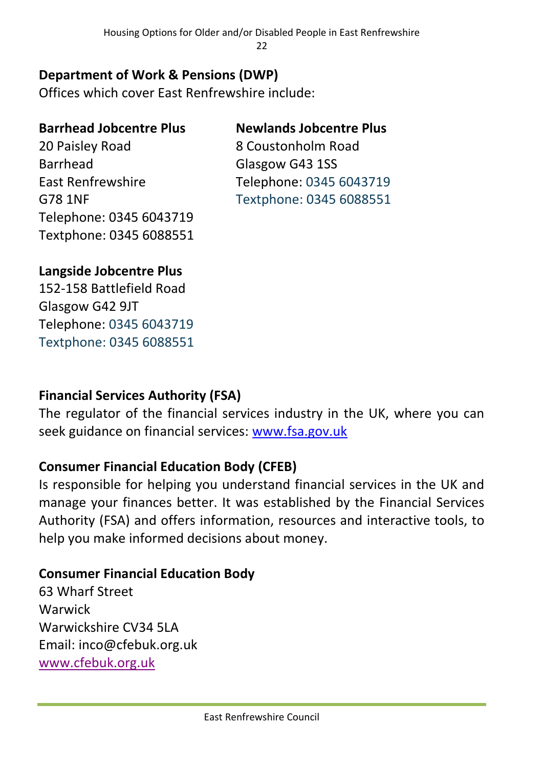**Department of Work & Pensions (DWP)**

Offices which cover East Renfrewshire include:

**Barrhead Jobcentre Plus**
20 Paisley Road
Barrhead
East Renfrewshire
G78 1NF
Telephone: 0345 6043719
Textphone: 0345 6088551

**Newlands Jobcentre Plus**
8 Coustonholm Road
Glasgow G43 1SS
Telephone: 0345 6043719
Textphone: 0345 6088551

**Langside Jobcentre Plus**
152-158 Battlefield Road
Glasgow G42 9JT
Telephone: 0345 6043719
Textphone: 0345 6088551

**Financial Services Authority (FSA)**

The regulator of the financial services industry in the UK, where you can seek guidance on financial services: [www.fsa.gov.uk](http://www.fsa.gov.uk)

**Consumer Financial Education Body (CFEB)**

Is responsible for helping you understand financial services in the UK and manage your finances better. It was established by the Financial Services Authority (FSA) and offers information, resources and interactive tools, to help you make informed decisions about money.

**Consumer Financial Education Body**
63 Wharf Street
Warwick
Warwickshire CV34 5LA
Email: inco@cfebuk.org.uk
[www.cfebuk.org.uk](http://www.cfebuk.org.uk)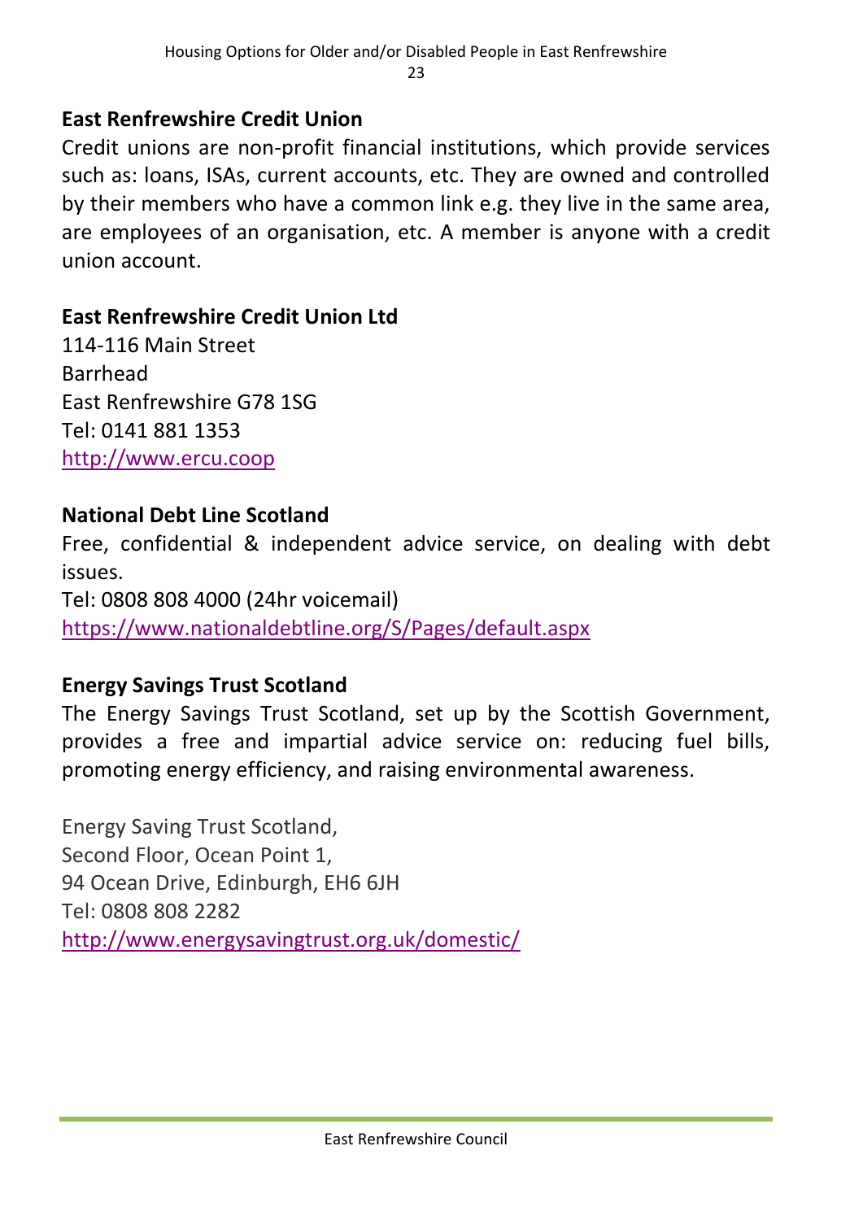## East Renfrewshire Credit Union

Credit unions are non-profit financial institutions, which provide services such as: loans, ISAs, current accounts, etc. They are owned and controlled by their members who have a common link e.g. they live in the same area, are employees of an organisation, etc. A member is anyone with a credit union account.

**East Renfrewshire Credit Union Ltd**
114-116 Main Street
Barrhead
East Renfrewshire G78 1SG
Tel: 0141 881 1353
http://www.ercu.coop

## National Debt Line Scotland

Free, confidential & independent advice service, on dealing with debt issues.
Tel: 0808 808 4000 (24hr voicemail)
https://www.nationaldebtline.org/S/Pages/default.aspx

## Energy Savings Trust Scotland

The Energy Savings Trust Scotland, set up by the Scottish Government, provides a free and impartial advice service on: reducing fuel bills, promoting energy efficiency, and raising environmental awareness.

Energy Saving Trust Scotland,
Second Floor, Ocean Point 1,
94 Ocean Drive, Edinburgh, EH6 6JH
Tel: 0808 808 2282
http://www.energysavingtrust.org.uk/domestic/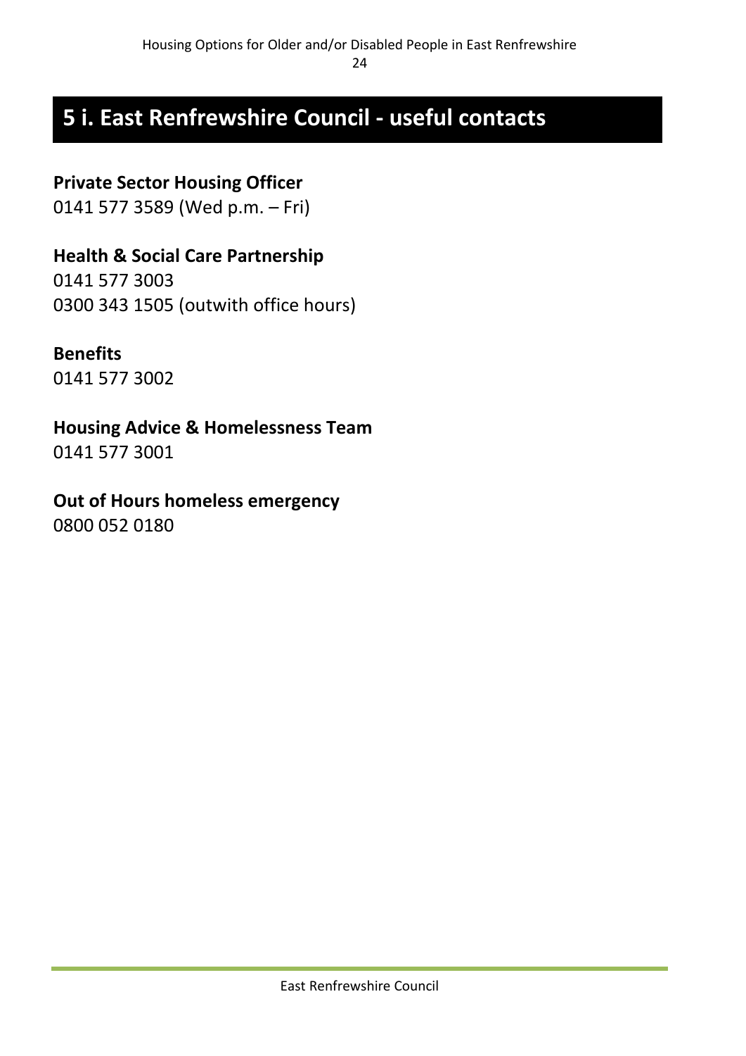## 5 i. East Renfrewshire Council - useful contacts

**Private Sector Housing Officer**
0141 577 3589 (Wed p.m. – Fri)

**Health & Social Care Partnership**
0141 577 3003
0300 343 1505 (outwith office hours)

**Benefits**
0141 577 3002

**Housing Advice & Homelessness Team**
0141 577 3001

**Out of Hours homeless emergency**
0800 052 0180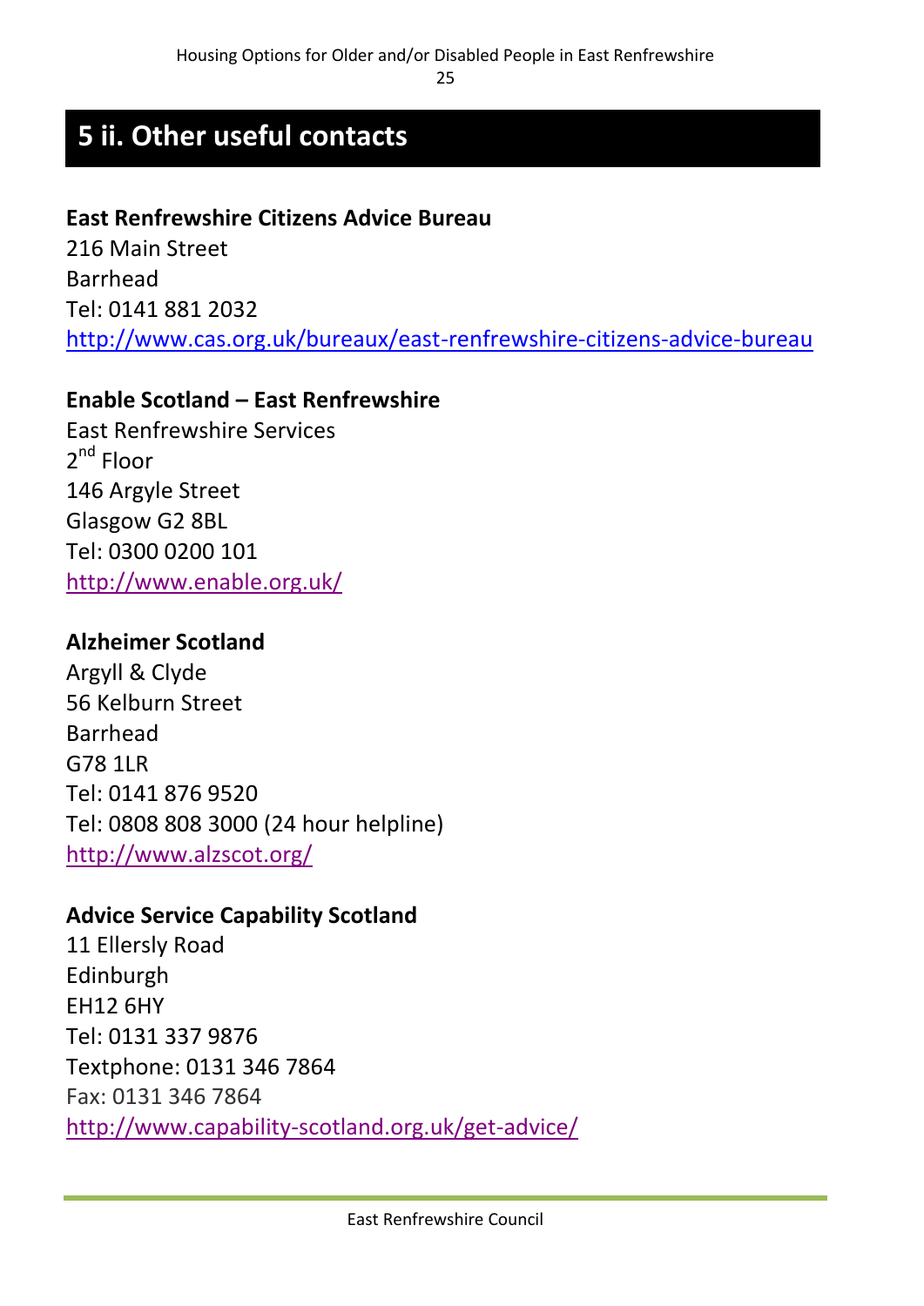## 5 ii. Other useful contacts

**East Renfrewshire Citizens Advice Bureau**
216 Main Street
Barrhead
Tel: 0141 881 2032
http://www.cas.org.uk/bureaux/east-renfrewshire-citizens-advice-bureau

**Enable Scotland – East Renfrewshire**
East Renfrewshire Services
2nd Floor
146 Argyle Street
Glasgow G2 8BL
Tel: 0300 0200 101
http://www.enable.org.uk/

**Alzheimer Scotland**
Argyll & Clyde
56 Kelburn Street
Barrhead
G78 1LR
Tel: 0141 876 9520
Tel: 0808 808 3000 (24 hour helpline)
http://www.alzscot.org/

**Advice Service Capability Scotland**
11 Ellersly Road
Edinburgh
EH12 6HY
Tel: 0131 337 9876
Textphone: 0131 346 7864
Fax: 0131 346 7864
http://www.capability-scotland.org.uk/get-advice/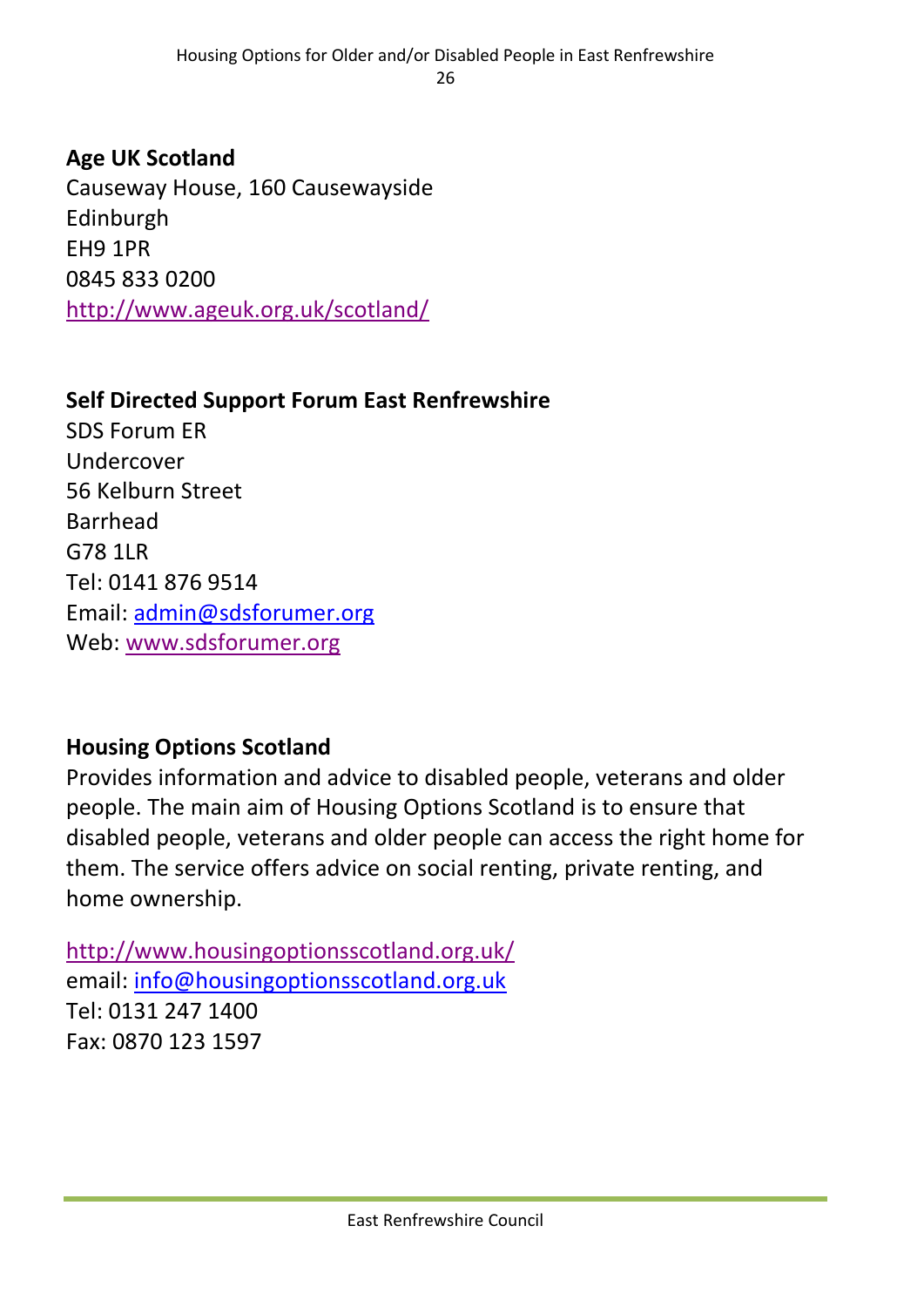**Age UK Scotland**
Causeway House, 160 Causewayside
Edinburgh
EH9 1PR
0845 833 0200
http://www.ageuk.org.uk/scotland/

**Self Directed Support Forum East Renfrewshire**
SDS Forum ER
Undercover
56 Kelburn Street
Barrhead
G78 1LR
Tel: 0141 876 9514
Email: admin@sdsforumer.org
Web: www.sdsforumer.org

**Housing Options Scotland**
Provides information and advice to disabled people, veterans and older people. The main aim of Housing Options Scotland is to ensure that disabled people, veterans and older people can access the right home for them. The service offers advice on social renting, private renting, and home ownership.

http://www.housingoptionsscotland.org.uk/
email: info@housingoptionsscotland.org.uk
Tel: 0131 247 1400
Fax: 0870 123 1597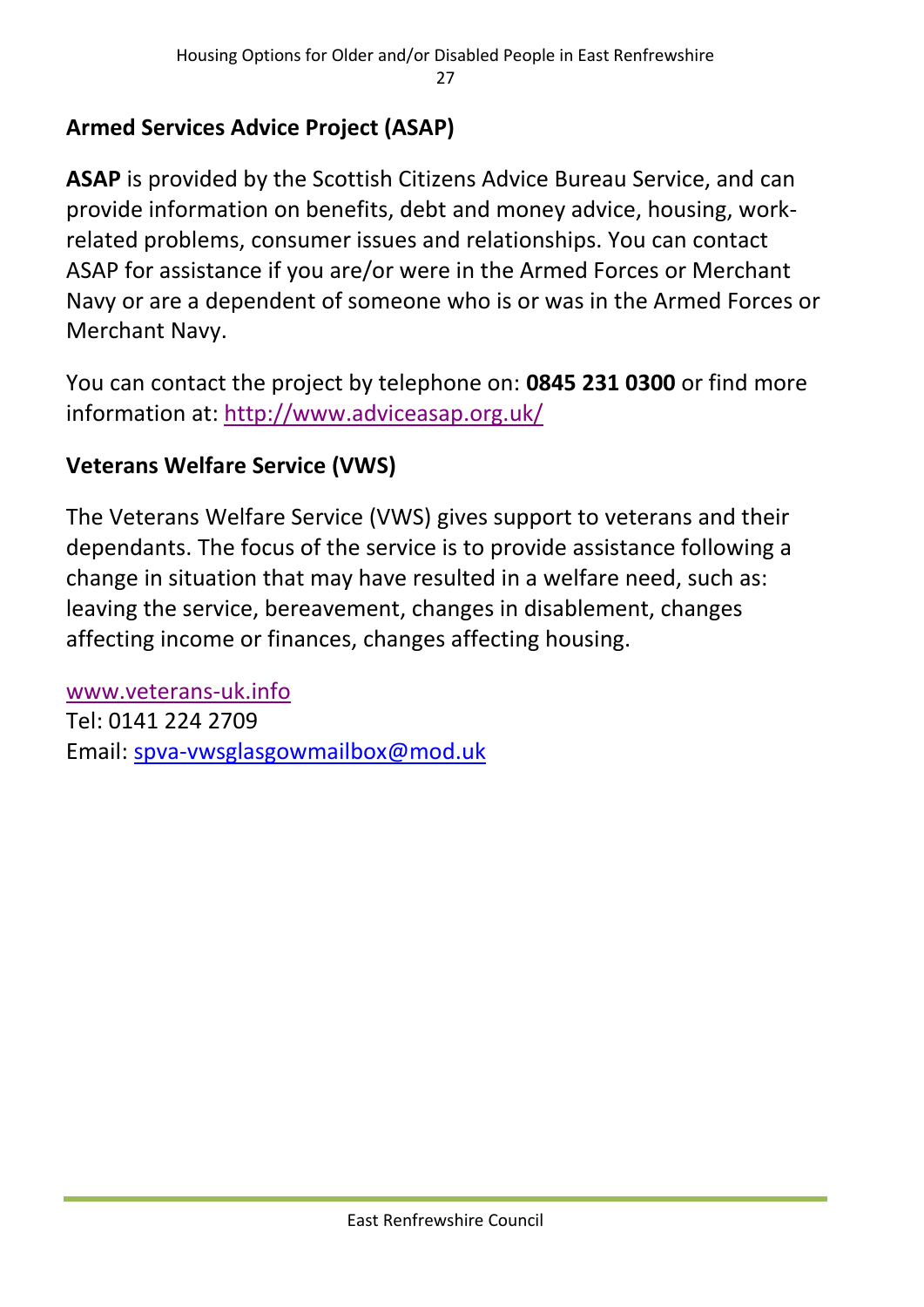## Armed Services Advice Project (ASAP)

**ASAP** is provided by the Scottish Citizens Advice Bureau Service, and can provide information on benefits, debt and money advice, housing, work-related problems, consumer issues and relationships. You can contact ASAP for assistance if you are/or were in the Armed Forces or Merchant Navy or are a dependent of someone who is or was in the Armed Forces or Merchant Navy.

You can contact the project by telephone on: **0845 231 0300** or find more information at: [http://www.adviceasap.org.uk/](http://www.adviceasap.org.uk/)

## Veterans Welfare Service (VWS)

The Veterans Welfare Service (VWS) gives support to veterans and their dependants. The focus of the service is to provide assistance following a change in situation that may have resulted in a welfare need, such as: leaving the service, bereavement, changes in disablement, changes affecting income or finances, changes affecting housing.

[www.veterans-uk.info](http://www.veterans-uk.info)
Tel: 0141 224 2709
Email: [spva-vwsglasgowmailbox@mod.uk](mailto:spva-vwsglasgowmailbox@mod.uk)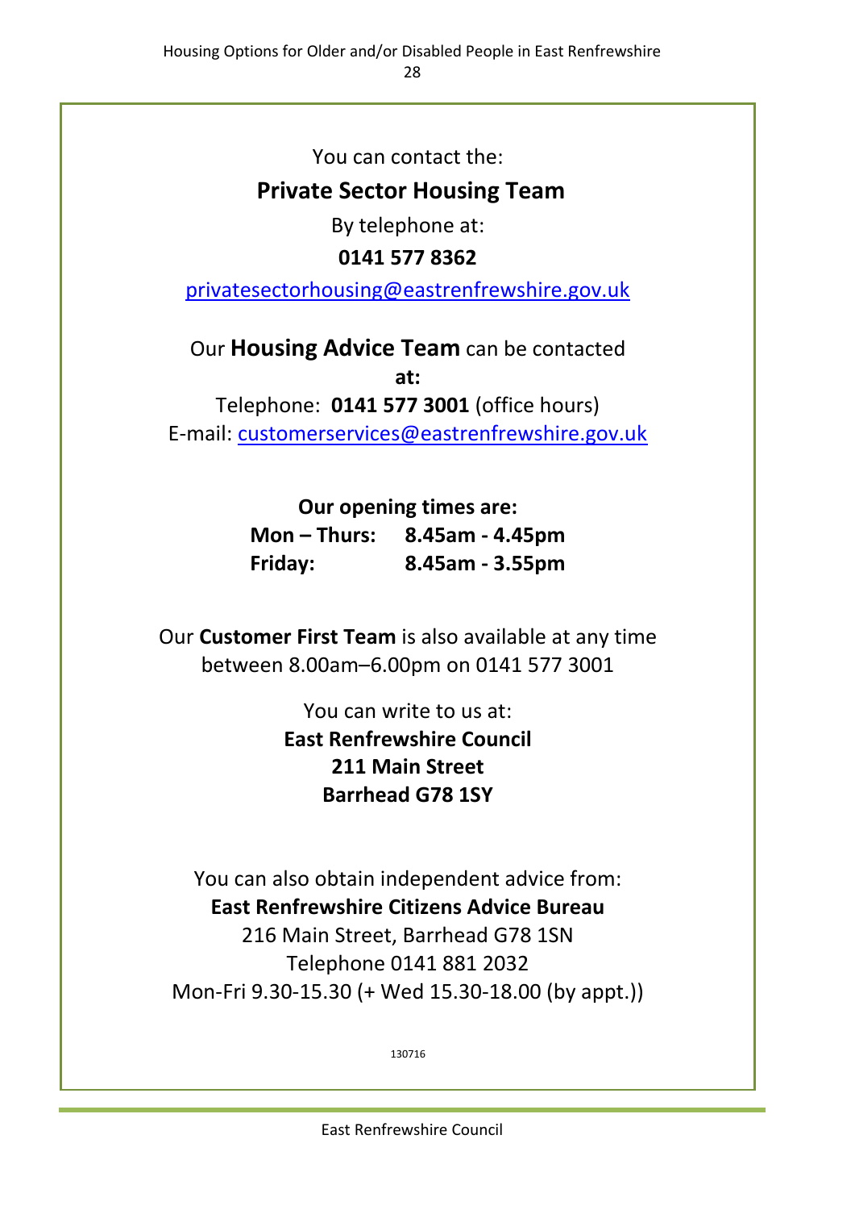You can contact the:

**Private Sector Housing Team**

By telephone at:

**0141 577 8362**

privatesectorhousing@eastrenfrewshire.gov.uk

Our **Housing Advice Team** can be contacted **at:**

Telephone: **0141 577 3001** (office hours)

E-mail: customerservices@eastrenfrewshire.gov.uk

**Our opening times are:**

| | |
|---|---|
| **Mon – Thurs:** | **8.45am - 4.45pm** |
| **Friday:** | **8.45am - 3.55pm** |

Our **Customer First Team** is also available at any time between 8.00am–6.00pm on 0141 577 3001

You can write to us at:

**East Renfrewshire Council**
**211 Main Street**
**Barrhead G78 1SY**

You can also obtain independent advice from:

**East Renfrewshire Citizens Advice Bureau**

216 Main Street, Barrhead G78 1SN

Telephone 0141 881 2032

Mon-Fri 9.30-15.30 (+ Wed 15.30-18.00 (by appt.))

130716